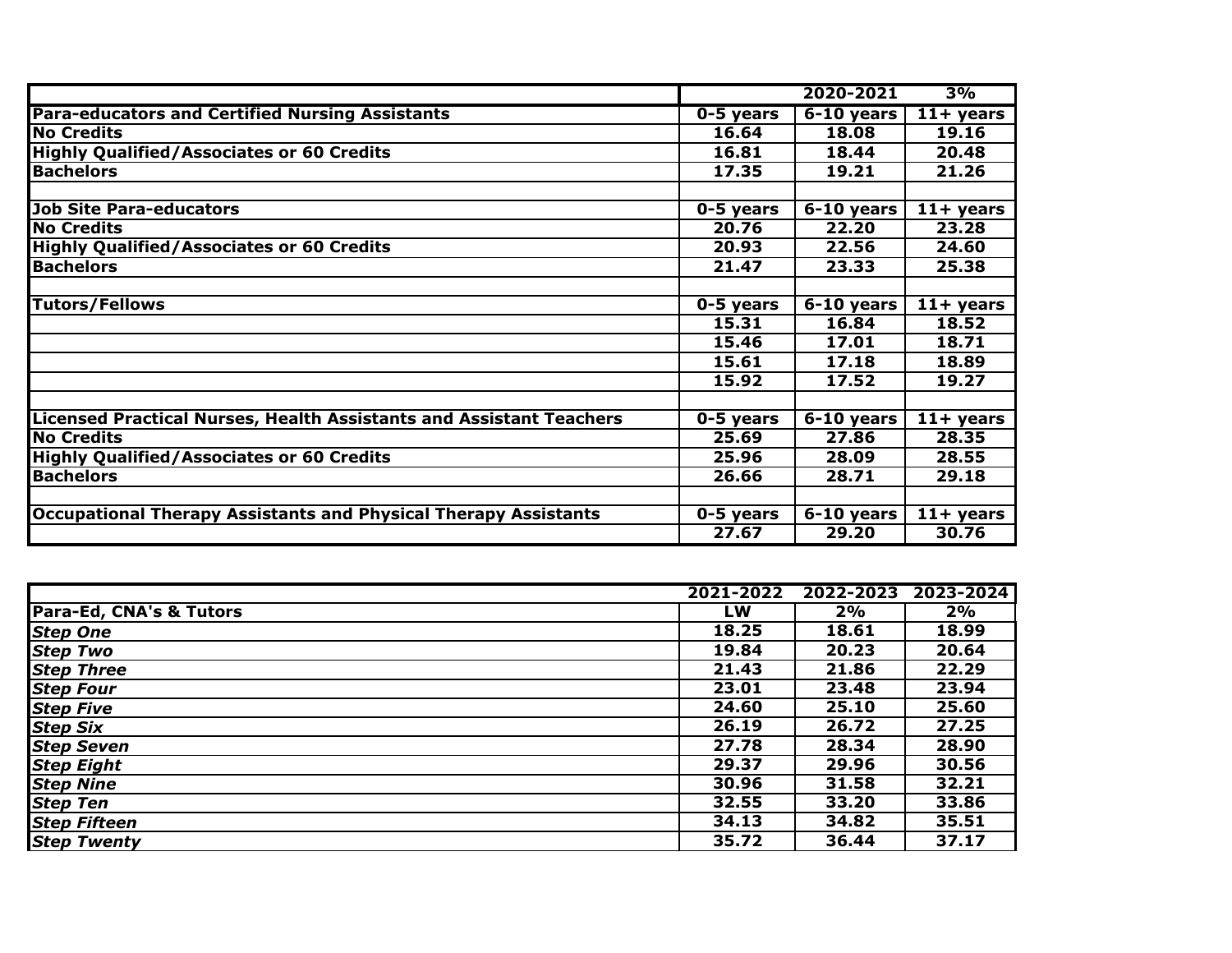| | | 2020-2021 | 3% |
|---|---|---|---|
| **Para-educators and Certified Nursing Assistants** | **0-5 years** | **6-10 years** | **11+ years** |
| **No Credits** | **16.64** | **18.08** | **19.16** |
| **Highly Qualified/Associates or 60 Credits** | **16.81** | **18.44** | **20.48** |
| **Bachelors** | **17.35** | **19.21** | **21.26** |
| | | | |
| **Job Site Para-educators** | **0-5 years** | **6-10 years** | **11+ years** |
| **No Credits** | **20.76** | **22.20** | **23.28** |
| **Highly Qualified/Associates or 60 Credits** | **20.93** | **22.56** | **24.60** |
| **Bachelors** | **21.47** | **23.33** | **25.38** |
| | | | |
| **Tutors/Fellows** | **0-5 years** | **6-10 years** | **11+ years** |
| | **15.31** | **16.84** | **18.52** |
| | **15.46** | **17.01** | **18.71** |
| | **15.61** | **17.18** | **18.89** |
| | **15.92** | **17.52** | **19.27** |
| | | | |
| **Licensed Practical Nurses, Health Assistants and Assistant Teachers** | **0-5 years** | **6-10 years** | **11+ years** |
| **No Credits** | **25.69** | **27.86** | **28.35** |
| **Highly Qualified/Associates or 60 Credits** | **25.96** | **28.09** | **28.55** |
| **Bachelors** | **26.66** | **28.71** | **29.18** |
| | | | |
| **Occupational Therapy Assistants and Physical Therapy Assistants** | **0-5 years** | **6-10 years** | **11+ years** |
| | **27.67** | **29.20** | **30.76** |

| | 2021-2022 | 2022-2023 | 2023-2024 |
|---|---|---|---|
| **Para-Ed, CNA's & Tutors** | **LW** | **2%** | **2%** |
| ***Step One*** | **18.25** | **18.61** | **18.99** |
| ***Step Two*** | **19.84** | **20.23** | **20.64** |
| ***Step Three*** | **21.43** | **21.86** | **22.29** |
| ***Step Four*** | **23.01** | **23.48** | **23.94** |
| ***Step Five*** | **24.60** | **25.10** | **25.60** |
| ***Step Six*** | **26.19** | **26.72** | **27.25** |
| ***Step Seven*** | **27.78** | **28.34** | **28.90** |
| ***Step Eight*** | **29.37** | **29.96** | **30.56** |
| ***Step Nine*** | **30.96** | **31.58** | **32.21** |
| ***Step Ten*** | **32.55** | **33.20** | **33.86** |
| ***Step Fifteen*** | **34.13** | **34.82** | **35.51** |
| ***Step Twenty*** | **35.72** | **36.44** | **37.17** |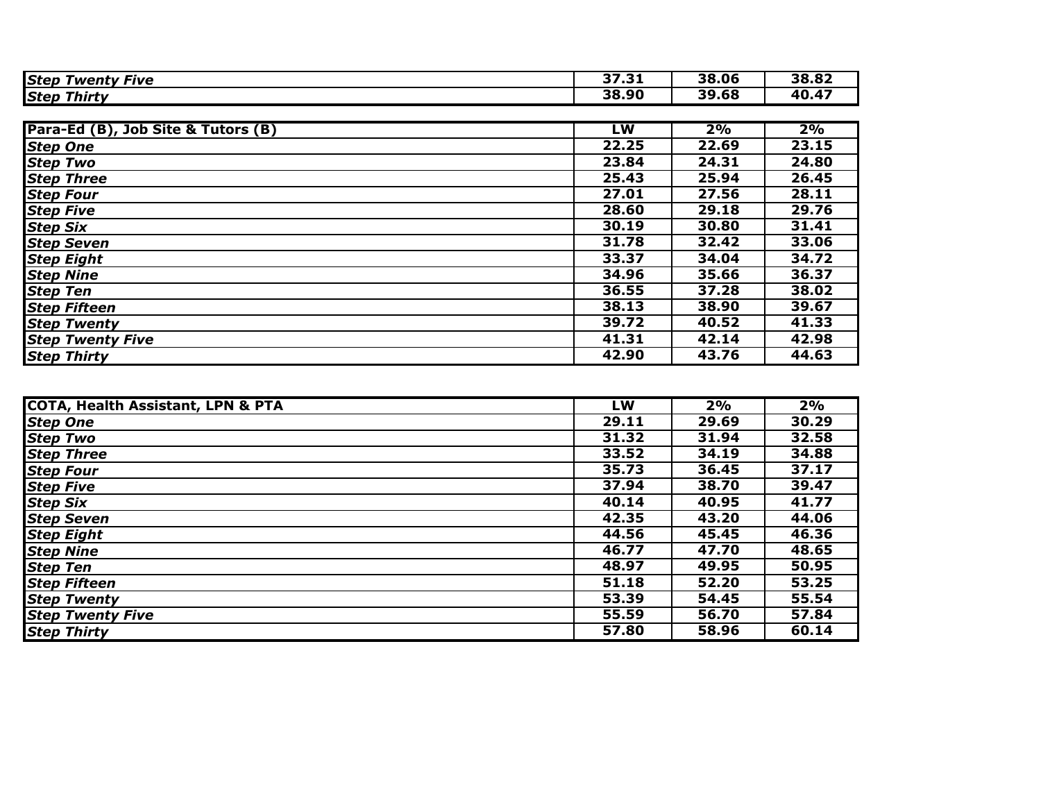| | | | |
|---|---|---|---|
| ***Step Twenty Five*** | **37.31** | **38.06** | **38.82** |
| ***Step Thirty*** | **38.90** | **39.68** | **40.47** |

| **Para-Ed (B), Job Site & Tutors (B)** | **LW** | **2%** | **2%** |
|---|---|---|---|
| ***Step One*** | **22.25** | **22.69** | **23.15** |
| ***Step Two*** | **23.84** | **24.31** | **24.80** |
| ***Step Three*** | **25.43** | **25.94** | **26.45** |
| ***Step Four*** | **27.01** | **27.56** | **28.11** |
| ***Step Five*** | **28.60** | **29.18** | **29.76** |
| ***Step Six*** | **30.19** | **30.80** | **31.41** |
| ***Step Seven*** | **31.78** | **32.42** | **33.06** |
| ***Step Eight*** | **33.37** | **34.04** | **34.72** |
| ***Step Nine*** | **34.96** | **35.66** | **36.37** |
| ***Step Ten*** | **36.55** | **37.28** | **38.02** |
| ***Step Fifteen*** | **38.13** | **38.90** | **39.67** |
| ***Step Twenty*** | **39.72** | **40.52** | **41.33** |
| ***Step Twenty Five*** | **41.31** | **42.14** | **42.98** |
| ***Step Thirty*** | **42.90** | **43.76** | **44.63** |

| **COTA, Health Assistant, LPN & PTA** | **LW** | **2%** | **2%** |
|---|---|---|---|
| ***Step One*** | **29.11** | **29.69** | **30.29** |
| ***Step Two*** | **31.32** | **31.94** | **32.58** |
| ***Step Three*** | **33.52** | **34.19** | **34.88** |
| ***Step Four*** | **35.73** | **36.45** | **37.17** |
| ***Step Five*** | **37.94** | **38.70** | **39.47** |
| ***Step Six*** | **40.14** | **40.95** | **41.77** |
| ***Step Seven*** | **42.35** | **43.20** | **44.06** |
| ***Step Eight*** | **44.56** | **45.45** | **46.36** |
| ***Step Nine*** | **46.77** | **47.70** | **48.65** |
| ***Step Ten*** | **48.97** | **49.95** | **50.95** |
| ***Step Fifteen*** | **51.18** | **52.20** | **53.25** |
| ***Step Twenty*** | **53.39** | **54.45** | **55.54** |
| ***Step Twenty Five*** | **55.59** | **56.70** | **57.84** |
| ***Step Thirty*** | **57.80** | **58.96** | **60.14** |